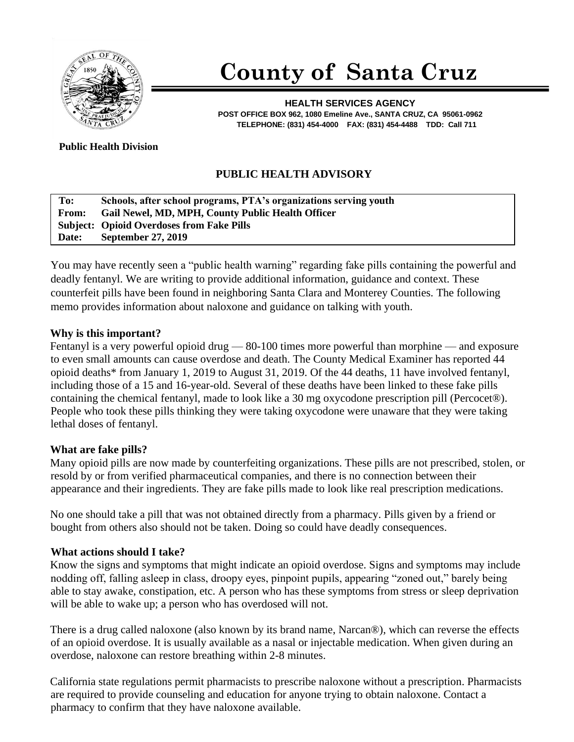# County of Santa Cruz

**HEALTH SERVICES AGENCY**
**POST OFFICE BOX 962, 1080 Emeline Ave., SANTA CRUZ, CA 95061-0962**
**TELEPHONE: (831) 454-4000 FAX: (831) 454-4488 TDD: Call 711**

**Public Health Division**

## PUBLIC HEALTH ADVISORY

| | |
|---|---|
| **To:** | **Schools, after school programs, PTA's organizations serving youth** |
| **From:** | **Gail Newel, MD, MPH, County Public Health Officer** |
| **Subject:** | **Opioid Overdoses from Fake Pills** |
| **Date:** | **September 27, 2019** |

You may have recently seen a "public health warning" regarding fake pills containing the powerful and deadly fentanyl. We are writing to provide additional information, guidance and context. These counterfeit pills have been found in neighboring Santa Clara and Monterey Counties. The following memo provides information about naloxone and guidance on talking with youth.

### Why is this important?

Fentanyl is a very powerful opioid drug — 80-100 times more powerful than morphine — and exposure to even small amounts can cause overdose and death. The County Medical Examiner has reported 44 opioid deaths* from January 1, 2019 to August 31, 2019. Of the 44 deaths, 11 have involved fentanyl, including those of a 15 and 16-year-old. Several of these deaths have been linked to these fake pills containing the chemical fentanyl, made to look like a 30 mg oxycodone prescription pill (Percocet®). People who took these pills thinking they were taking oxycodone were unaware that they were taking lethal doses of fentanyl.

### What are fake pills?

Many opioid pills are now made by counterfeiting organizations. These pills are not prescribed, stolen, or resold by or from verified pharmaceutical companies, and there is no connection between their appearance and their ingredients. They are fake pills made to look like real prescription medications.

No one should take a pill that was not obtained directly from a pharmacy. Pills given by a friend or bought from others also should not be taken. Doing so could have deadly consequences.

### What actions should I take?

Know the signs and symptoms that might indicate an opioid overdose. Signs and symptoms may include nodding off, falling asleep in class, droopy eyes, pinpoint pupils, appearing "zoned out," barely being able to stay awake, constipation, etc. A person who has these symptoms from stress or sleep deprivation will be able to wake up; a person who has overdosed will not.

There is a drug called naloxone (also known by its brand name, Narcan®), which can reverse the effects of an opioid overdose. It is usually available as a nasal or injectable medication. When given during an overdose, naloxone can restore breathing within 2-8 minutes.

California state regulations permit pharmacists to prescribe naloxone without a prescription. Pharmacists are required to provide counseling and education for anyone trying to obtain naloxone. Contact a pharmacy to confirm that they have naloxone available.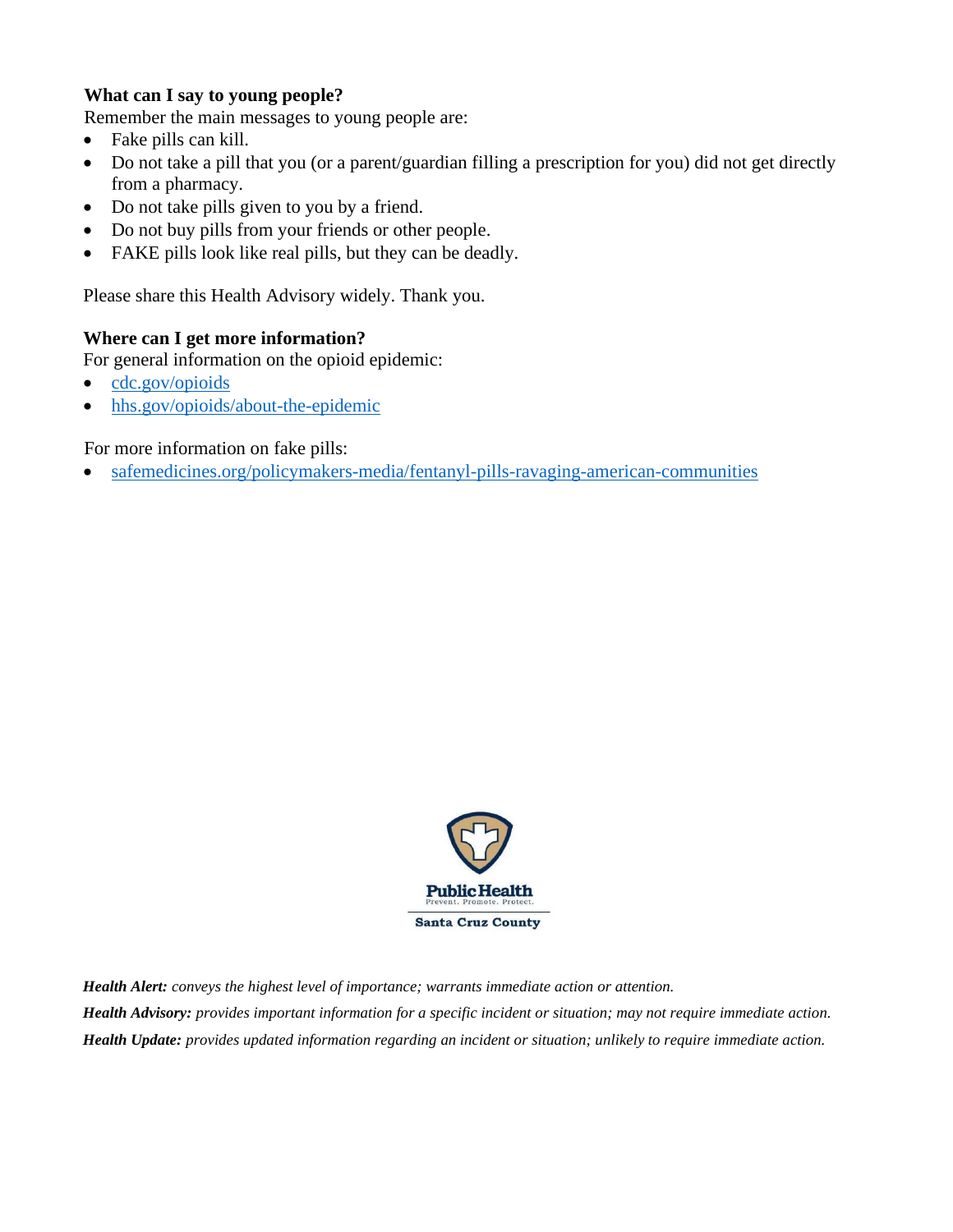**What can I say to young people?**

Remember the main messages to young people are:

- Fake pills can kill.
- Do not take a pill that you (or a parent/guardian filling a prescription for you) did not get directly from a pharmacy.
- Do not take pills given to you by a friend.
- Do not buy pills from your friends or other people.
- FAKE pills look like real pills, but they can be deadly.

Please share this Health Advisory widely. Thank you.

**Where can I get more information?**

For general information on the opioid epidemic:

- cdc.gov/opioids
- hhs.gov/opioids/about-the-epidemic

For more information on fake pills:

- safemedicines.org/policymakers-media/fentanyl-pills-ravaging-american-communities

Public Health
Prevent. Promote. Protect.
Santa Cruz County

***Health Alert:*** *conveys the highest level of importance; warrants immediate action or attention.*

***Health Advisory:*** *provides important information for a specific incident or situation; may not require immediate action.*

***Health Update:*** *provides updated information regarding an incident or situation; unlikely to require immediate action.*